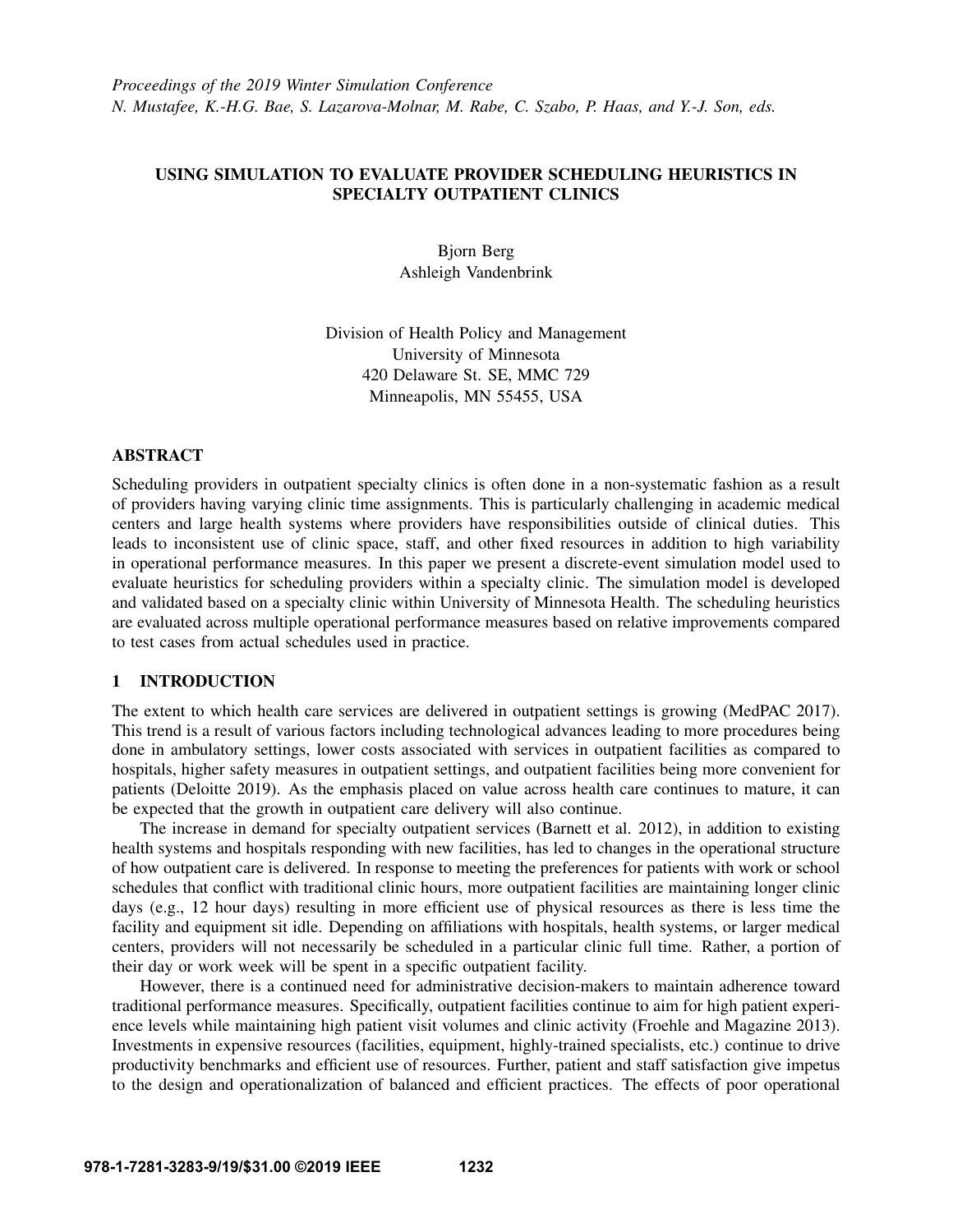*Proceedings of the 2019 Winter Simulation Conference*
*N. Mustafee, K.-H.G. Bae, S. Lazarova-Molnar, M. Rabe, C. Szabo, P. Haas, and Y.-J. Son, eds.*

# USING SIMULATION TO EVALUATE PROVIDER SCHEDULING HEURISTICS IN SPECIALTY OUTPATIENT CLINICS

Bjorn Berg
Ashleigh Vandenbrink

Division of Health Policy and Management
University of Minnesota
420 Delaware St. SE, MMC 729
Minneapolis, MN 55455, USA

## ABSTRACT

Scheduling providers in outpatient specialty clinics is often done in a non-systematic fashion as a result of providers having varying clinic time assignments. This is particularly challenging in academic medical centers and large health systems where providers have responsibilities outside of clinical duties. This leads to inconsistent use of clinic space, staff, and other fixed resources in addition to high variability in operational performance measures. In this paper we present a discrete-event simulation model used to evaluate heuristics for scheduling providers within a specialty clinic. The simulation model is developed and validated based on a specialty clinic within University of Minnesota Health. The scheduling heuristics are evaluated across multiple operational performance measures based on relative improvements compared to test cases from actual schedules used in practice.

## 1 INTRODUCTION

The extent to which health care services are delivered in outpatient settings is growing (MedPAC 2017). This trend is a result of various factors including technological advances leading to more procedures being done in ambulatory settings, lower costs associated with services in outpatient facilities as compared to hospitals, higher safety measures in outpatient settings, and outpatient facilities being more convenient for patients (Deloitte 2019). As the emphasis placed on value across health care continues to mature, it can be expected that the growth in outpatient care delivery will also continue.

The increase in demand for specialty outpatient services (Barnett et al. 2012), in addition to existing health systems and hospitals responding with new facilities, has led to changes in the operational structure of how outpatient care is delivered. In response to meeting the preferences for patients with work or school schedules that conflict with traditional clinic hours, more outpatient facilities are maintaining longer clinic days (e.g., 12 hour days) resulting in more efficient use of physical resources as there is less time the facility and equipment sit idle. Depending on affiliations with hospitals, health systems, or larger medical centers, providers will not necessarily be scheduled in a particular clinic full time. Rather, a portion of their day or work week will be spent in a specific outpatient facility.

However, there is a continued need for administrative decision-makers to maintain adherence toward traditional performance measures. Specifically, outpatient facilities continue to aim for high patient experience levels while maintaining high patient visit volumes and clinic activity (Froehle and Magazine 2013). Investments in expensive resources (facilities, equipment, highly-trained specialists, etc.) continue to drive productivity benchmarks and efficient use of resources. Further, patient and staff satisfaction give impetus to the design and operationalization of balanced and efficient practices. The effects of poor operational

978-1-7281-3283-9/19/$31.00 ©2019 IEEE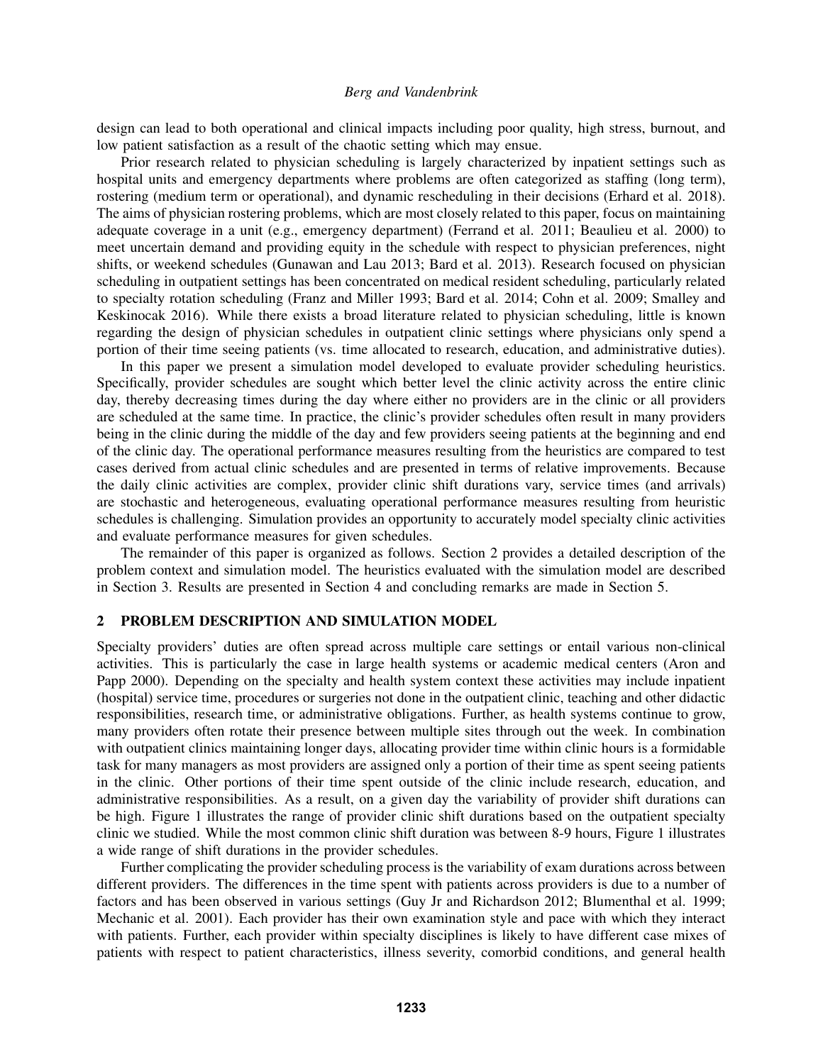design can lead to both operational and clinical impacts including poor quality, high stress, burnout, and low patient satisfaction as a result of the chaotic setting which may ensue.

Prior research related to physician scheduling is largely characterized by inpatient settings such as hospital units and emergency departments where problems are often categorized as staffing (long term), rostering (medium term or operational), and dynamic rescheduling in their decisions (Erhard et al. 2018). The aims of physician rostering problems, which are most closely related to this paper, focus on maintaining adequate coverage in a unit (e.g., emergency department) (Ferrand et al. 2011; Beaulieu et al. 2000) to meet uncertain demand and providing equity in the schedule with respect to physician preferences, night shifts, or weekend schedules (Gunawan and Lau 2013; Bard et al. 2013). Research focused on physician scheduling in outpatient settings has been concentrated on medical resident scheduling, particularly related to specialty rotation scheduling (Franz and Miller 1993; Bard et al. 2014; Cohn et al. 2009; Smalley and Keskinocak 2016). While there exists a broad literature related to physician scheduling, little is known regarding the design of physician schedules in outpatient clinic settings where physicians only spend a portion of their time seeing patients (vs. time allocated to research, education, and administrative duties).

In this paper we present a simulation model developed to evaluate provider scheduling heuristics. Specifically, provider schedules are sought which better level the clinic activity across the entire clinic day, thereby decreasing times during the day where either no providers are in the clinic or all providers are scheduled at the same time. In practice, the clinic's provider schedules often result in many providers being in the clinic during the middle of the day and few providers seeing patients at the beginning and end of the clinic day. The operational performance measures resulting from the heuristics are compared to test cases derived from actual clinic schedules and are presented in terms of relative improvements. Because the daily clinic activities are complex, provider clinic shift durations vary, service times (and arrivals) are stochastic and heterogeneous, evaluating operational performance measures resulting from heuristic schedules is challenging. Simulation provides an opportunity to accurately model specialty clinic activities and evaluate performance measures for given schedules.

The remainder of this paper is organized as follows. Section 2 provides a detailed description of the problem context and simulation model. The heuristics evaluated with the simulation model are described in Section 3. Results are presented in Section 4 and concluding remarks are made in Section 5.

## 2 PROBLEM DESCRIPTION AND SIMULATION MODEL

Specialty providers' duties are often spread across multiple care settings or entail various non-clinical activities. This is particularly the case in large health systems or academic medical centers (Aron and Papp 2000). Depending on the specialty and health system context these activities may include inpatient (hospital) service time, procedures or surgeries not done in the outpatient clinic, teaching and other didactic responsibilities, research time, or administrative obligations. Further, as health systems continue to grow, many providers often rotate their presence between multiple sites through out the week. In combination with outpatient clinics maintaining longer days, allocating provider time within clinic hours is a formidable task for many managers as most providers are assigned only a portion of their time as spent seeing patients in the clinic. Other portions of their time spent outside of the clinic include research, education, and administrative responsibilities. As a result, on a given day the variability of provider shift durations can be high. Figure 1 illustrates the range of provider clinic shift durations based on the outpatient specialty clinic we studied. While the most common clinic shift duration was between 8-9 hours, Figure 1 illustrates a wide range of shift durations in the provider schedules.

Further complicating the provider scheduling process is the variability of exam durations across between different providers. The differences in the time spent with patients across providers is due to a number of factors and has been observed in various settings (Guy Jr and Richardson 2012; Blumenthal et al. 1999; Mechanic et al. 2001). Each provider has their own examination style and pace with which they interact with patients. Further, each provider within specialty disciplines is likely to have different case mixes of patients with respect to patient characteristics, illness severity, comorbid conditions, and general health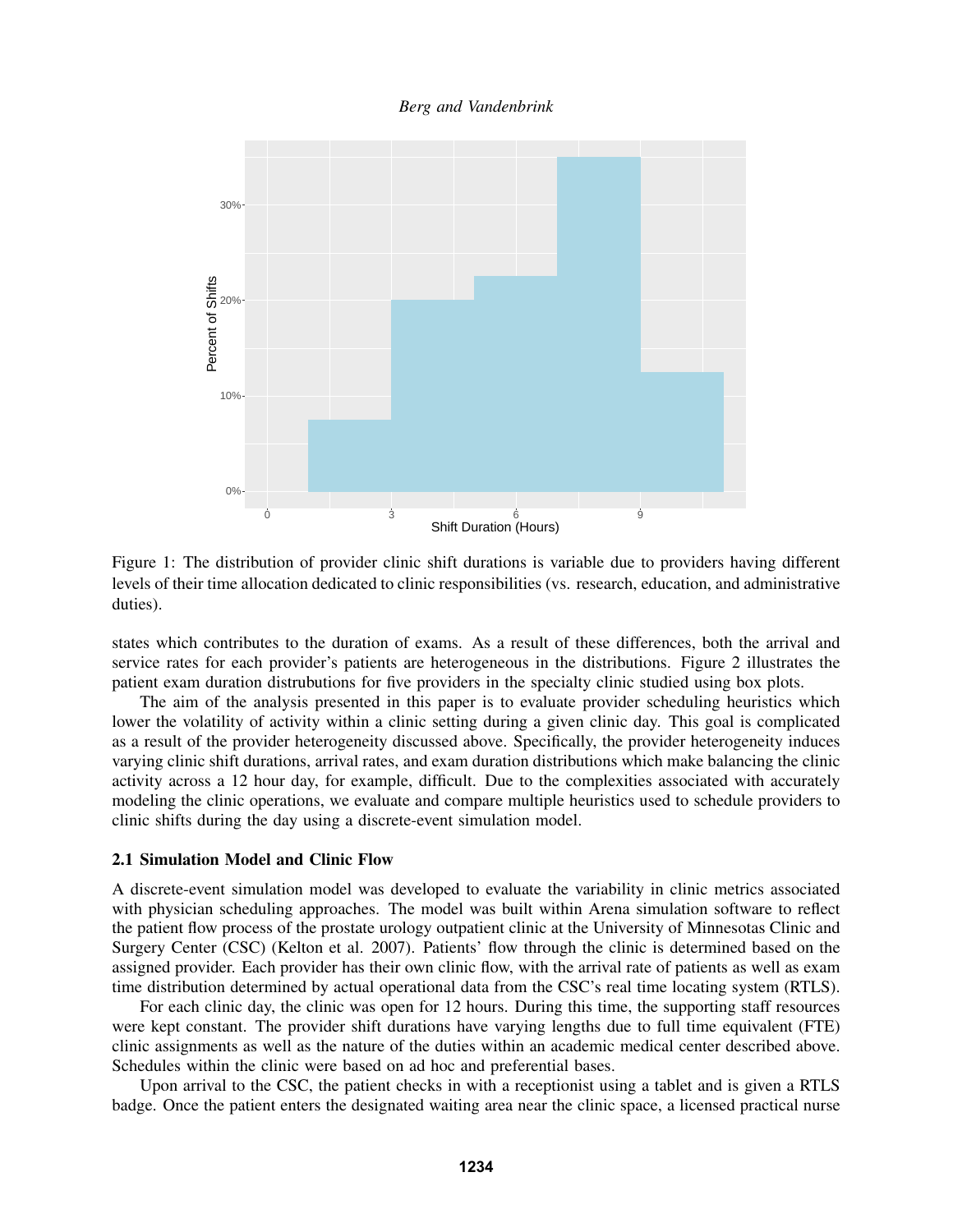Percent of Shifts

30%

20%

10%

0%

0

3

6

9

Shift Duration (Hours)

Figure 1: The distribution of provider clinic shift durations is variable due to providers having different levels of their time allocation dedicated to clinic responsibilities (vs. research, education, and administrative duties).

states which contributes to the duration of exams. As a result of these differences, both the arrival and service rates for each provider's patients are heterogeneous in the distributions. Figure 2 illustrates the patient exam duration distrubutions for five providers in the specialty clinic studied using box plots.

The aim of the analysis presented in this paper is to evaluate provider scheduling heuristics which lower the volatility of activity within a clinic setting during a given clinic day. This goal is complicated as a result of the provider heterogeneity discussed above. Specifically, the provider heterogeneity induces varying clinic shift durations, arrival rates, and exam duration distributions which make balancing the clinic activity across a 12 hour day, for example, difficult. Due to the complexities associated with accurately modeling the clinic operations, we evaluate and compare multiple heuristics used to schedule providers to clinic shifts during the day using a discrete-event simulation model.

### 2.1 Simulation Model and Clinic Flow

A discrete-event simulation model was developed to evaluate the variability in clinic metrics associated with physician scheduling approaches. The model was built within Arena simulation software to reflect the patient flow process of the prostate urology outpatient clinic at the University of Minnesotas Clinic and Surgery Center (CSC) (Kelton et al. 2007). Patients' flow through the clinic is determined based on the assigned provider. Each provider has their own clinic flow, with the arrival rate of patients as well as exam time distribution determined by actual operational data from the CSC's real time locating system (RTLS).

For each clinic day, the clinic was open for 12 hours. During this time, the supporting staff resources were kept constant. The provider shift durations have varying lengths due to full time equivalent (FTE) clinic assignments as well as the nature of the duties within an academic medical center described above. Schedules within the clinic were based on ad hoc and preferential bases.

Upon arrival to the CSC, the patient checks in with a receptionist using a tablet and is given a RTLS badge. Once the patient enters the designated waiting area near the clinic space, a licensed practical nurse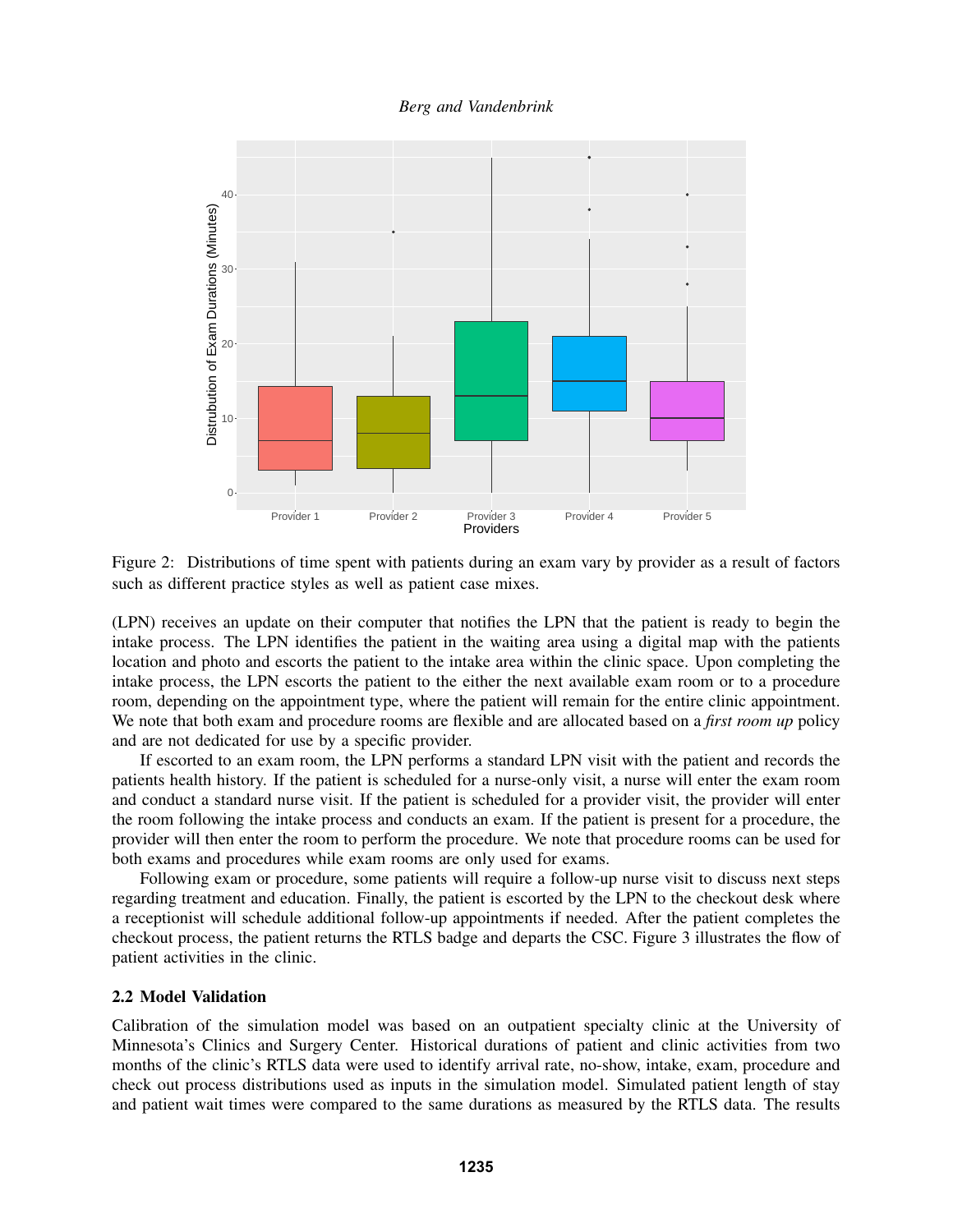Distrubution of Exam Durations (Minutes)

0

10

20

30

40

Provider 1

Provider 2

Provider 3

Provider 4

Provider 5

Providers

Figure 2: Distributions of time spent with patients during an exam vary by provider as a result of factors such as different practice styles as well as patient case mixes.

(LPN) receives an update on their computer that notifies the LPN that the patient is ready to begin the intake process. The LPN identifies the patient in the waiting area using a digital map with the patients location and photo and escorts the patient to the intake area within the clinic space. Upon completing the intake process, the LPN escorts the patient to the either the next available exam room or to a procedure room, depending on the appointment type, where the patient will remain for the entire clinic appointment. We note that both exam and procedure rooms are flexible and are allocated based on a *first room up* policy and are not dedicated for use by a specific provider.

If escorted to an exam room, the LPN performs a standard LPN visit with the patient and records the patients health history. If the patient is scheduled for a nurse-only visit, a nurse will enter the exam room and conduct a standard nurse visit. If the patient is scheduled for a provider visit, the provider will enter the room following the intake process and conducts an exam. If the patient is present for a procedure, the provider will then enter the room to perform the procedure. We note that procedure rooms can be used for both exams and procedures while exam rooms are only used for exams.

Following exam or procedure, some patients will require a follow-up nurse visit to discuss next steps regarding treatment and education. Finally, the patient is escorted by the LPN to the checkout desk where a receptionist will schedule additional follow-up appointments if needed. After the patient completes the checkout process, the patient returns the RTLS badge and departs the CSC. Figure 3 illustrates the flow of patient activities in the clinic.

### 2.2 Model Validation

Calibration of the simulation model was based on an outpatient specialty clinic at the University of Minnesota's Clinics and Surgery Center. Historical durations of patient and clinic activities from two months of the clinic's RTLS data were used to identify arrival rate, no-show, intake, exam, procedure and check out process distributions used as inputs in the simulation model. Simulated patient length of stay and patient wait times were compared to the same durations as measured by the RTLS data. The results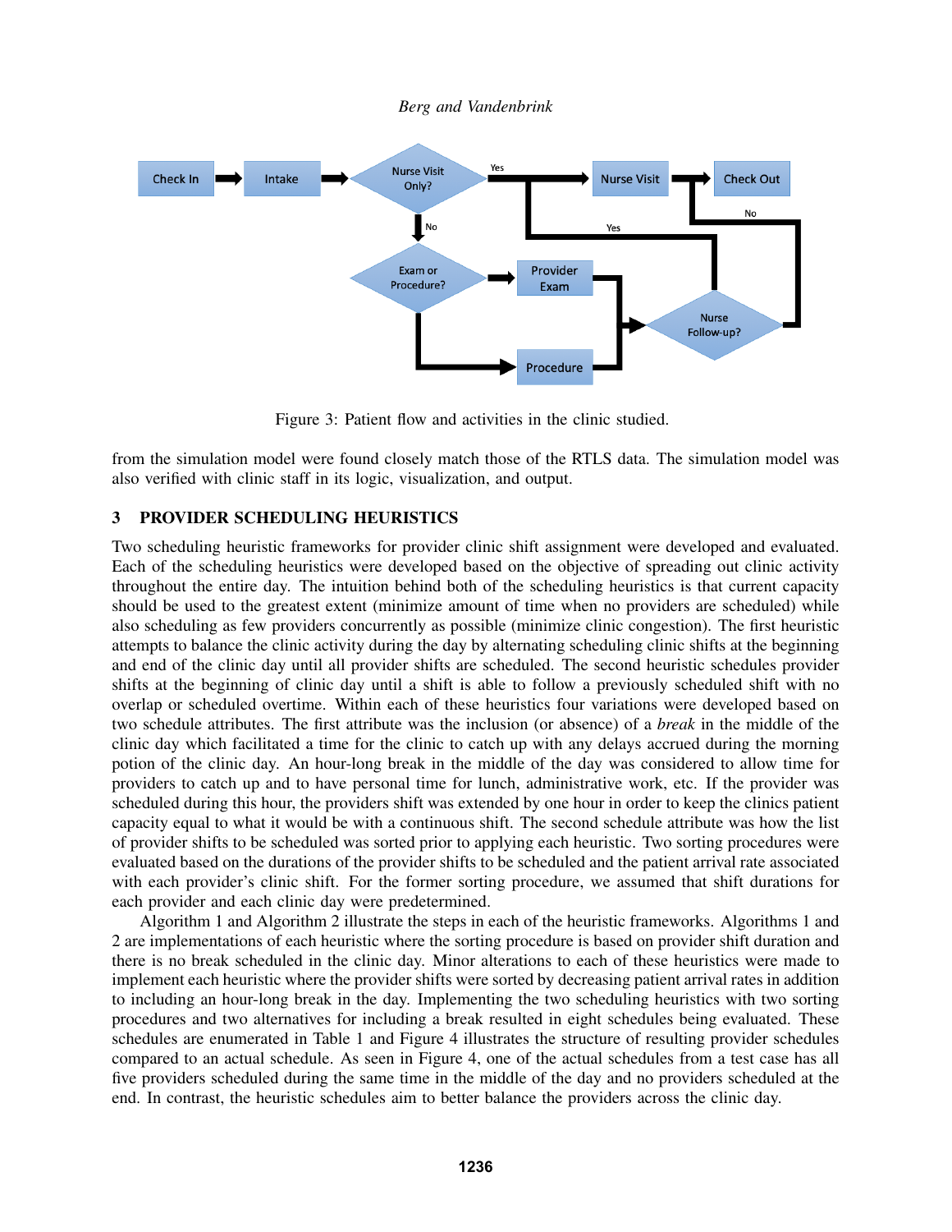Check In

Intake

Nurse Visit Only?

Yes

No

Nurse Visit

Check Out

No

Yes

Exam or Procedure?

Provider Exam

Procedure

Nurse Follow-up?

Figure 3: Patient flow and activities in the clinic studied.

from the simulation model were found closely match those of the RTLS data. The simulation model was also verified with clinic staff in its logic, visualization, and output.

## 3 PROVIDER SCHEDULING HEURISTICS

Two scheduling heuristic frameworks for provider clinic shift assignment were developed and evaluated. Each of the scheduling heuristics were developed based on the objective of spreading out clinic activity throughout the entire day. The intuition behind both of the scheduling heuristics is that current capacity should be used to the greatest extent (minimize amount of time when no providers are scheduled) while also scheduling as few providers concurrently as possible (minimize clinic congestion). The first heuristic attempts to balance the clinic activity during the day by alternating scheduling clinic shifts at the beginning and end of the clinic day until all provider shifts are scheduled. The second heuristic schedules provider shifts at the beginning of clinic day until a shift is able to follow a previously scheduled shift with no overlap or scheduled overtime. Within each of these heuristics four variations were developed based on two schedule attributes. The first attribute was the inclusion (or absence) of a *break* in the middle of the clinic day which facilitated a time for the clinic to catch up with any delays accrued during the morning potion of the clinic day. An hour-long break in the middle of the day was considered to allow time for providers to catch up and to have personal time for lunch, administrative work, etc. If the provider was scheduled during this hour, the providers shift was extended by one hour in order to keep the clinics patient capacity equal to what it would be with a continuous shift. The second schedule attribute was how the list of provider shifts to be scheduled was sorted prior to applying each heuristic. Two sorting procedures were evaluated based on the durations of the provider shifts to be scheduled and the patient arrival rate associated with each provider's clinic shift. For the former sorting procedure, we assumed that shift durations for each provider and each clinic day were predetermined.

Algorithm 1 and Algorithm 2 illustrate the steps in each of the heuristic frameworks. Algorithms 1 and 2 are implementations of each heuristic where the sorting procedure is based on provider shift duration and there is no break scheduled in the clinic day. Minor alterations to each of these heuristics were made to implement each heuristic where the provider shifts were sorted by decreasing patient arrival rates in addition to including an hour-long break in the day. Implementing the two scheduling heuristics with two sorting procedures and two alternatives for including a break resulted in eight schedules being evaluated. These schedules are enumerated in Table 1 and Figure 4 illustrates the structure of resulting provider schedules compared to an actual schedule. As seen in Figure 4, one of the actual schedules from a test case has all five providers scheduled during the same time in the middle of the day and no providers scheduled at the end. In contrast, the heuristic schedules aim to better balance the providers across the clinic day.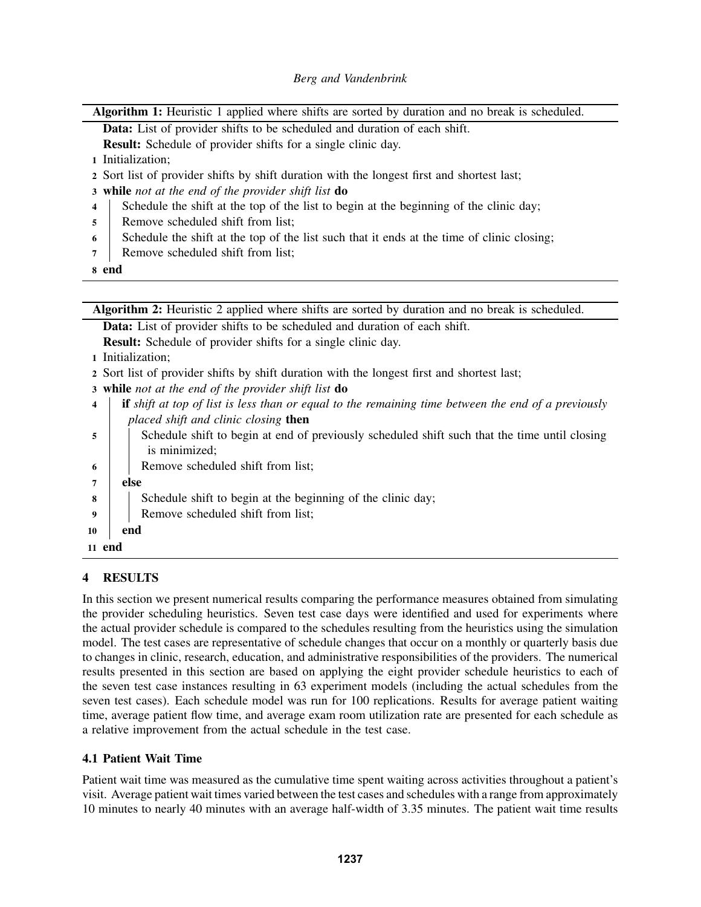**Algorithm 1:** Heuristic 1 applied where shifts are sorted by duration and no break is scheduled.

```
Data: List of provider shifts to be scheduled and duration of each shift.
Result: Schedule of provider shifts for a single clinic day.
1 Initialization;
2 Sort list of provider shifts by shift duration with the longest first and shortest last;
3 while not at the end of the provider shift list do
4     Schedule the shift at the top of the list to begin at the beginning of the clinic day;
5     Remove scheduled shift from list;
6     Schedule the shift at the top of the list such that it ends at the time of clinic closing;
7     Remove scheduled shift from list;
8 end
```

**Algorithm 2:** Heuristic 2 applied where shifts are sorted by duration and no break is scheduled.

```
Data: List of provider shifts to be scheduled and duration of each shift.
Result: Schedule of provider shifts for a single clinic day.
1 Initialization;
2 Sort list of provider shifts by shift duration with the longest first and shortest last;
3 while not at the end of the provider shift list do
4     if shift at top of list is less than or equal to the remaining time between the end of a previously
        placed shift and clinic closing then
5         Schedule shift to begin at end of previously scheduled shift such that the time until closing
            is minimized;
6         Remove scheduled shift from list;
7     else
8         Schedule shift to begin at the beginning of the clinic day;
9         Remove scheduled shift from list;
10    end
11 end
```

## 4 RESULTS

In this section we present numerical results comparing the performance measures obtained from simulating the provider scheduling heuristics. Seven test case days were identified and used for experiments where the actual provider schedule is compared to the schedules resulting from the heuristics using the simulation model. The test cases are representative of schedule changes that occur on a monthly or quarterly basis due to changes in clinic, research, education, and administrative responsibilities of the providers. The numerical results presented in this section are based on applying the eight provider schedule heuristics to each of the seven test case instances resulting in 63 experiment models (including the actual schedules from the seven test cases). Each schedule model was run for 100 replications. Results for average patient waiting time, average patient flow time, and average exam room utilization rate are presented for each schedule as a relative improvement from the actual schedule in the test case.

### 4.1 Patient Wait Time

Patient wait time was measured as the cumulative time spent waiting across activities throughout a patient's visit. Average patient wait times varied between the test cases and schedules with a range from approximately 10 minutes to nearly 40 minutes with an average half-width of 3.35 minutes. The patient wait time results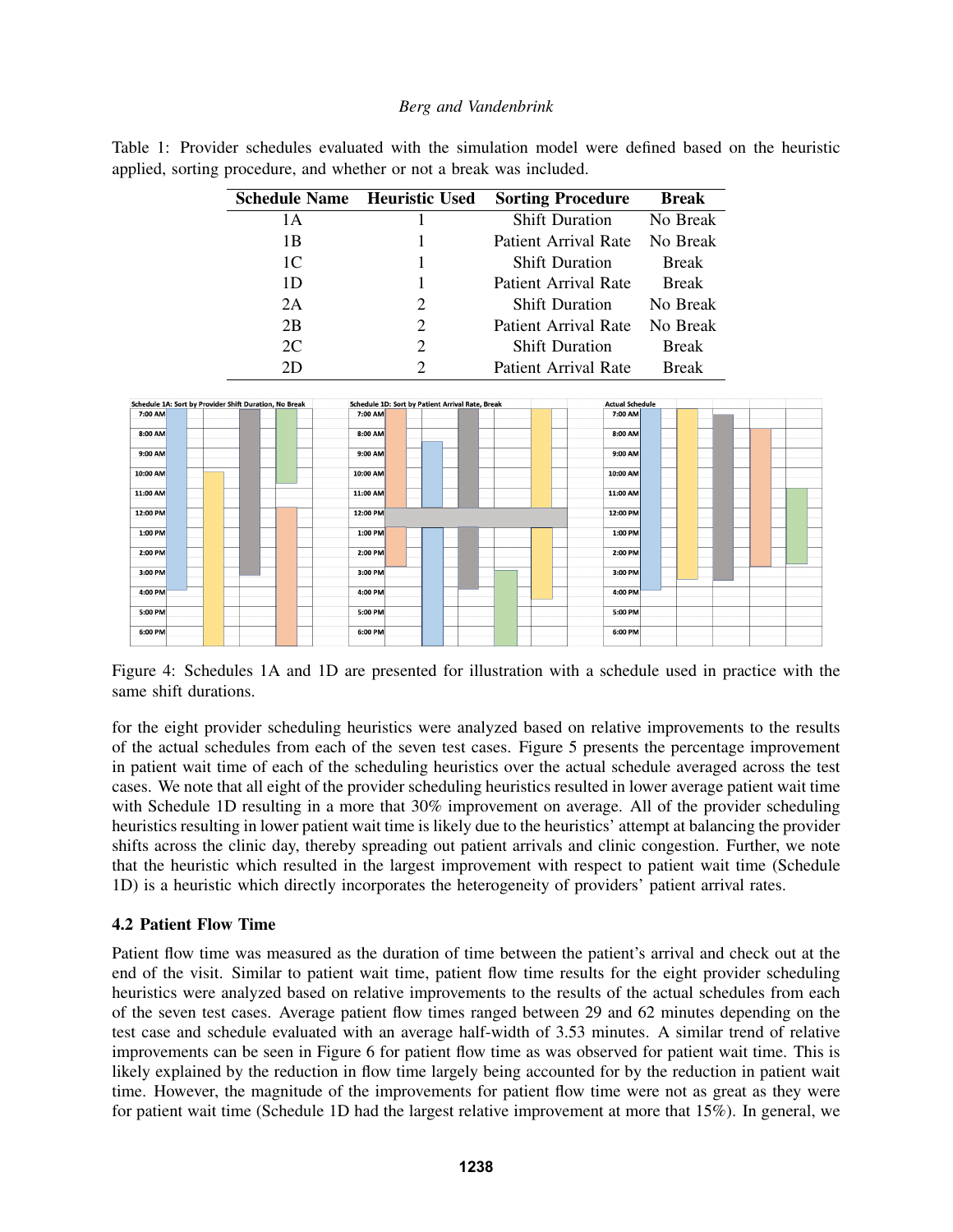Table 1: Provider schedules evaluated with the simulation model were defined based on the heuristic applied, sorting procedure, and whether or not a break was included.

| Schedule Name | Heuristic Used | Sorting Procedure | Break |
|---|---|---|---|
| 1A | 1 | Shift Duration | No Break |
| 1B | 1 | Patient Arrival Rate | No Break |
| 1C | 1 | Shift Duration | Break |
| 1D | 1 | Patient Arrival Rate | Break |
| 2A | 2 | Shift Duration | No Break |
| 2B | 2 | Patient Arrival Rate | No Break |
| 2C | 2 | Shift Duration | Break |
| 2D | 2 | Patient Arrival Rate | Break |

Schedule 1A: Sort by Provider Shift Duration, No Break

Schedule 1D: Sort by Patient Arrival Rate, Break

Actual Schedule

7:00 AM
8:00 AM
9:00 AM
10:00 AM
11:00 AM
12:00 PM
1:00 PM
2:00 PM
3:00 PM
4:00 PM
5:00 PM
6:00 PM

Figure 4: Schedules 1A and 1D are presented for illustration with a schedule used in practice with the same shift durations.

for the eight provider scheduling heuristics were analyzed based on relative improvements to the results of the actual schedules from each of the seven test cases. Figure 5 presents the percentage improvement in patient wait time of each of the scheduling heuristics over the actual schedule averaged across the test cases. We note that all eight of the provider scheduling heuristics resulted in lower average patient wait time with Schedule 1D resulting in a more that 30% improvement on average. All of the provider scheduling heuristics resulting in lower patient wait time is likely due to the heuristics' attempt at balancing the provider shifts across the clinic day, thereby spreading out patient arrivals and clinic congestion. Further, we note that the heuristic which resulted in the largest improvement with respect to patient wait time (Schedule 1D) is a heuristic which directly incorporates the heterogeneity of providers' patient arrival rates.

### 4.2 Patient Flow Time

Patient flow time was measured as the duration of time between the patient's arrival and check out at the end of the visit. Similar to patient wait time, patient flow time results for the eight provider scheduling heuristics were analyzed based on relative improvements to the results of the actual schedules from each of the seven test cases. Average patient flow times ranged between 29 and 62 minutes depending on the test case and schedule evaluated with an average half-width of 3.53 minutes. A similar trend of relative improvements can be seen in Figure 6 for patient flow time as was observed for patient wait time. This is likely explained by the reduction in flow time largely being accounted for by the reduction in patient wait time. However, the magnitude of the improvements for patient flow time were not as great as they were for patient wait time (Schedule 1D had the largest relative improvement at more that 15%). In general, we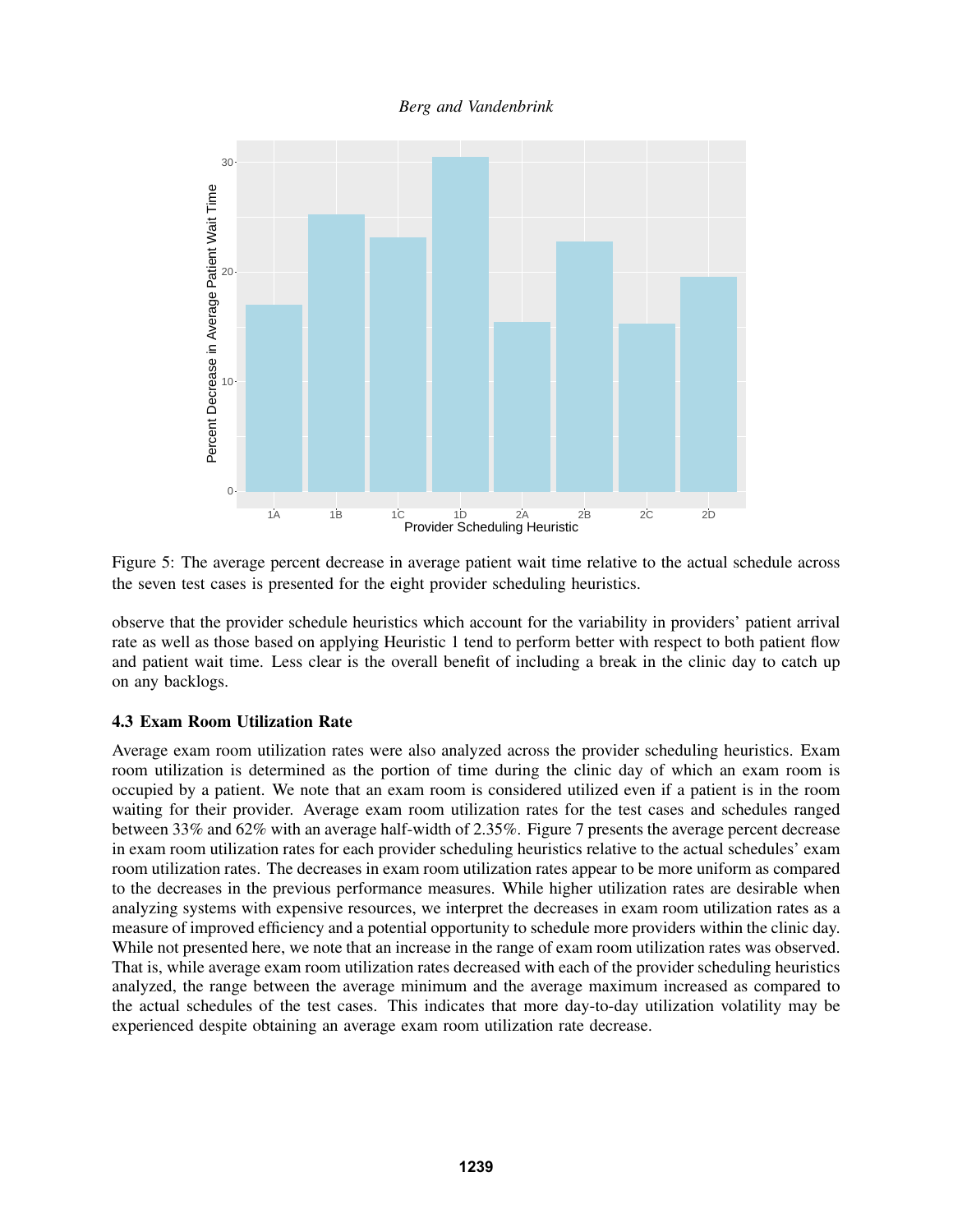30
20
10
0
Percent Decrease in Average Patient Wait Time
1A
1B
1C
1D
2A
2B
2C
2D
Provider Scheduling Heuristic

Figure 5: The average percent decrease in average patient wait time relative to the actual schedule across the seven test cases is presented for the eight provider scheduling heuristics.

observe that the provider schedule heuristics which account for the variability in providers' patient arrival rate as well as those based on applying Heuristic 1 tend to perform better with respect to both patient flow and patient wait time. Less clear is the overall benefit of including a break in the clinic day to catch up on any backlogs.

### 4.3 Exam Room Utilization Rate

Average exam room utilization rates were also analyzed across the provider scheduling heuristics. Exam room utilization is determined as the portion of time during the clinic day of which an exam room is occupied by a patient. We note that an exam room is considered utilized even if a patient is in the room waiting for their provider. Average exam room utilization rates for the test cases and schedules ranged between 33% and 62% with an average half-width of 2.35%. Figure 7 presents the average percent decrease in exam room utilization rates for each provider scheduling heuristics relative to the actual schedules' exam room utilization rates. The decreases in exam room utilization rates appear to be more uniform as compared to the decreases in the previous performance measures. While higher utilization rates are desirable when analyzing systems with expensive resources, we interpret the decreases in exam room utilization rates as a measure of improved efficiency and a potential opportunity to schedule more providers within the clinic day. While not presented here, we note that an increase in the range of exam room utilization rates was observed. That is, while average exam room utilization rates decreased with each of the provider scheduling heuristics analyzed, the range between the average minimum and the average maximum increased as compared to the actual schedules of the test cases. This indicates that more day-to-day utilization volatility may be experienced despite obtaining an average exam room utilization rate decrease.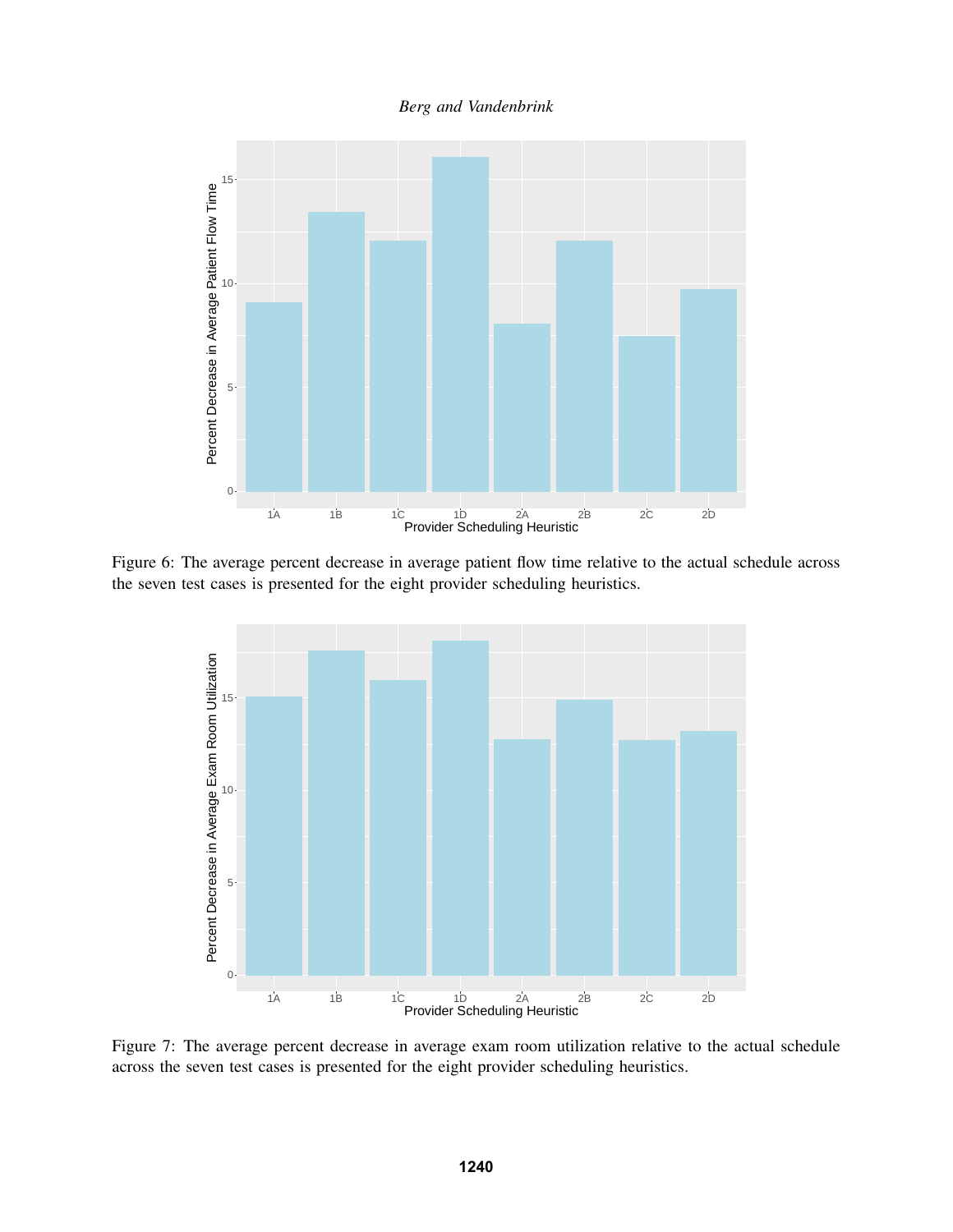Percent Decrease in Average Patient Flow Time

0
5
10
15

1A
1B
1C
1D
2A
2B
2C
2D

Provider Scheduling Heuristic

Figure 6: The average percent decrease in average patient flow time relative to the actual schedule across the seven test cases is presented for the eight provider scheduling heuristics.

Percent Decrease in Average Exam Room Utilization

0
5
10
15

1A
1B
1C
1D
2A
2B
2C
2D

Provider Scheduling Heuristic

Figure 7: The average percent decrease in average exam room utilization relative to the actual schedule across the seven test cases is presented for the eight provider scheduling heuristics.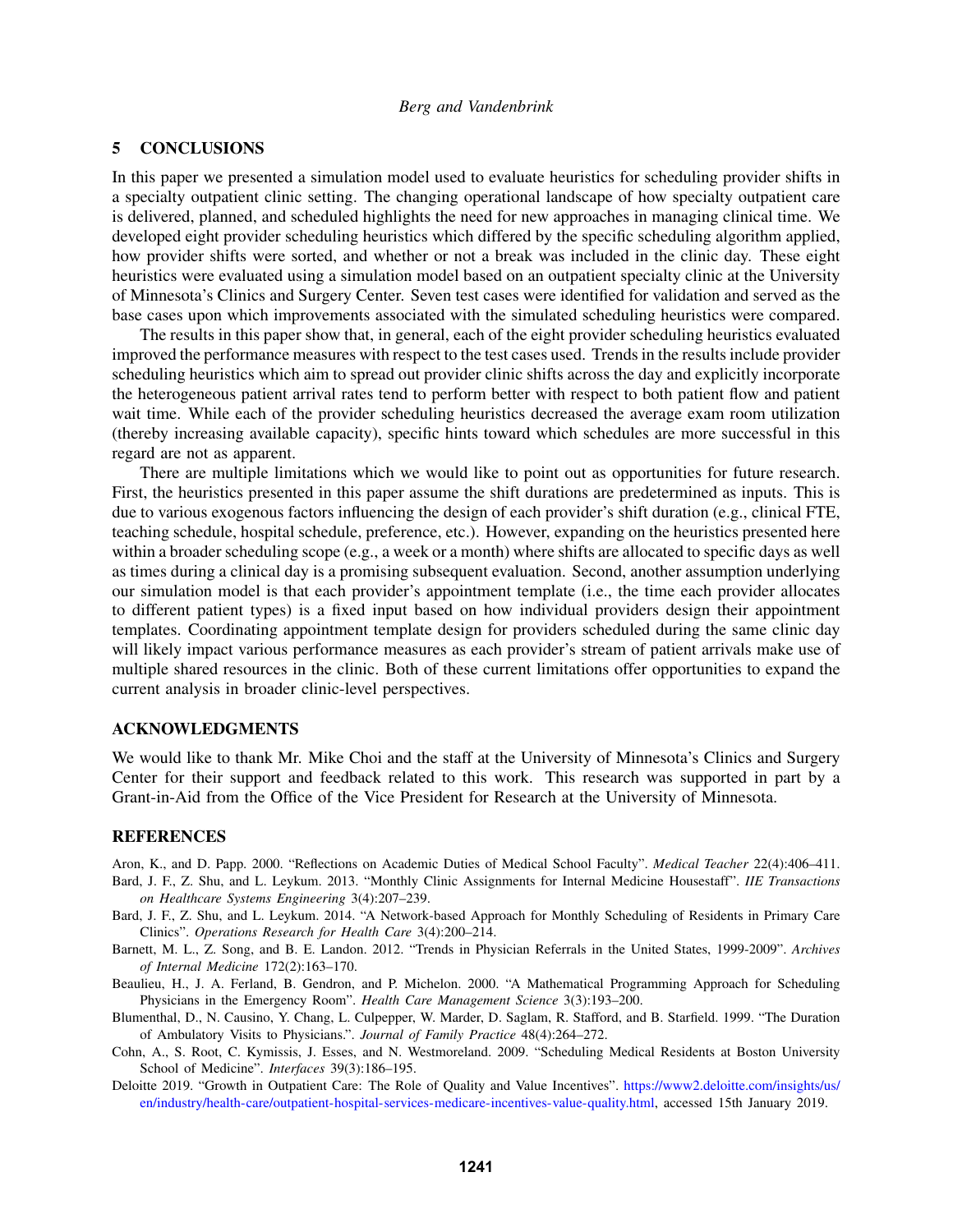## 5 CONCLUSIONS

In this paper we presented a simulation model used to evaluate heuristics for scheduling provider shifts in a specialty outpatient clinic setting. The changing operational landscape of how specialty outpatient care is delivered, planned, and scheduled highlights the need for new approaches in managing clinical time. We developed eight provider scheduling heuristics which differed by the specific scheduling algorithm applied, how provider shifts were sorted, and whether or not a break was included in the clinic day. These eight heuristics were evaluated using a simulation model based on an outpatient specialty clinic at the University of Minnesota's Clinics and Surgery Center. Seven test cases were identified for validation and served as the base cases upon which improvements associated with the simulated scheduling heuristics were compared.

The results in this paper show that, in general, each of the eight provider scheduling heuristics evaluated improved the performance measures with respect to the test cases used. Trends in the results include provider scheduling heuristics which aim to spread out provider clinic shifts across the day and explicitly incorporate the heterogeneous patient arrival rates tend to perform better with respect to both patient flow and patient wait time. While each of the provider scheduling heuristics decreased the average exam room utilization (thereby increasing available capacity), specific hints toward which schedules are more successful in this regard are not as apparent.

There are multiple limitations which we would like to point out as opportunities for future research. First, the heuristics presented in this paper assume the shift durations are predetermined as inputs. This is due to various exogenous factors influencing the design of each provider's shift duration (e.g., clinical FTE, teaching schedule, hospital schedule, preference, etc.). However, expanding on the heuristics presented here within a broader scheduling scope (e.g., a week or a month) where shifts are allocated to specific days as well as times during a clinical day is a promising subsequent evaluation. Second, another assumption underlying our simulation model is that each provider's appointment template (i.e., the time each provider allocates to different patient types) is a fixed input based on how individual providers design their appointment templates. Coordinating appointment template design for providers scheduled during the same clinic day will likely impact various performance measures as each provider's stream of patient arrivals make use of multiple shared resources in the clinic. Both of these current limitations offer opportunities to expand the current analysis in broader clinic-level perspectives.

## ACKNOWLEDGMENTS

We would like to thank Mr. Mike Choi and the staff at the University of Minnesota's Clinics and Surgery Center for their support and feedback related to this work. This research was supported in part by a Grant-in-Aid from the Office of the Vice President for Research at the University of Minnesota.

## REFERENCES

Aron, K., and D. Papp. 2000. "Reflections on Academic Duties of Medical School Faculty". *Medical Teacher* 22(4):406–411.

Bard, J. F., Z. Shu, and L. Leykum. 2013. "Monthly Clinic Assignments for Internal Medicine Housestaff". *IIE Transactions on Healthcare Systems Engineering* 3(4):207–239.

Bard, J. F., Z. Shu, and L. Leykum. 2014. "A Network-based Approach for Monthly Scheduling of Residents in Primary Care Clinics". *Operations Research for Health Care* 3(4):200–214.

Barnett, M. L., Z. Song, and B. E. Landon. 2012. "Trends in Physician Referrals in the United States, 1999-2009". *Archives of Internal Medicine* 172(2):163–170.

Beaulieu, H., J. A. Ferland, B. Gendron, and P. Michelon. 2000. "A Mathematical Programming Approach for Scheduling Physicians in the Emergency Room". *Health Care Management Science* 3(3):193–200.

Blumenthal, D., N. Causino, Y. Chang, L. Culpepper, W. Marder, D. Saglam, R. Stafford, and B. Starfield. 1999. "The Duration of Ambulatory Visits to Physicians.". *Journal of Family Practice* 48(4):264–272.

Cohn, A., S. Root, C. Kymissis, J. Esses, and N. Westmoreland. 2009. "Scheduling Medical Residents at Boston University School of Medicine". *Interfaces* 39(3):186–195.

Deloitte 2019. "Growth in Outpatient Care: The Role of Quality and Value Incentives". https://www2.deloitte.com/insights/us/en/industry/health-care/outpatient-hospital-services-medicare-incentives-value-quality.html, accessed 15th January 2019.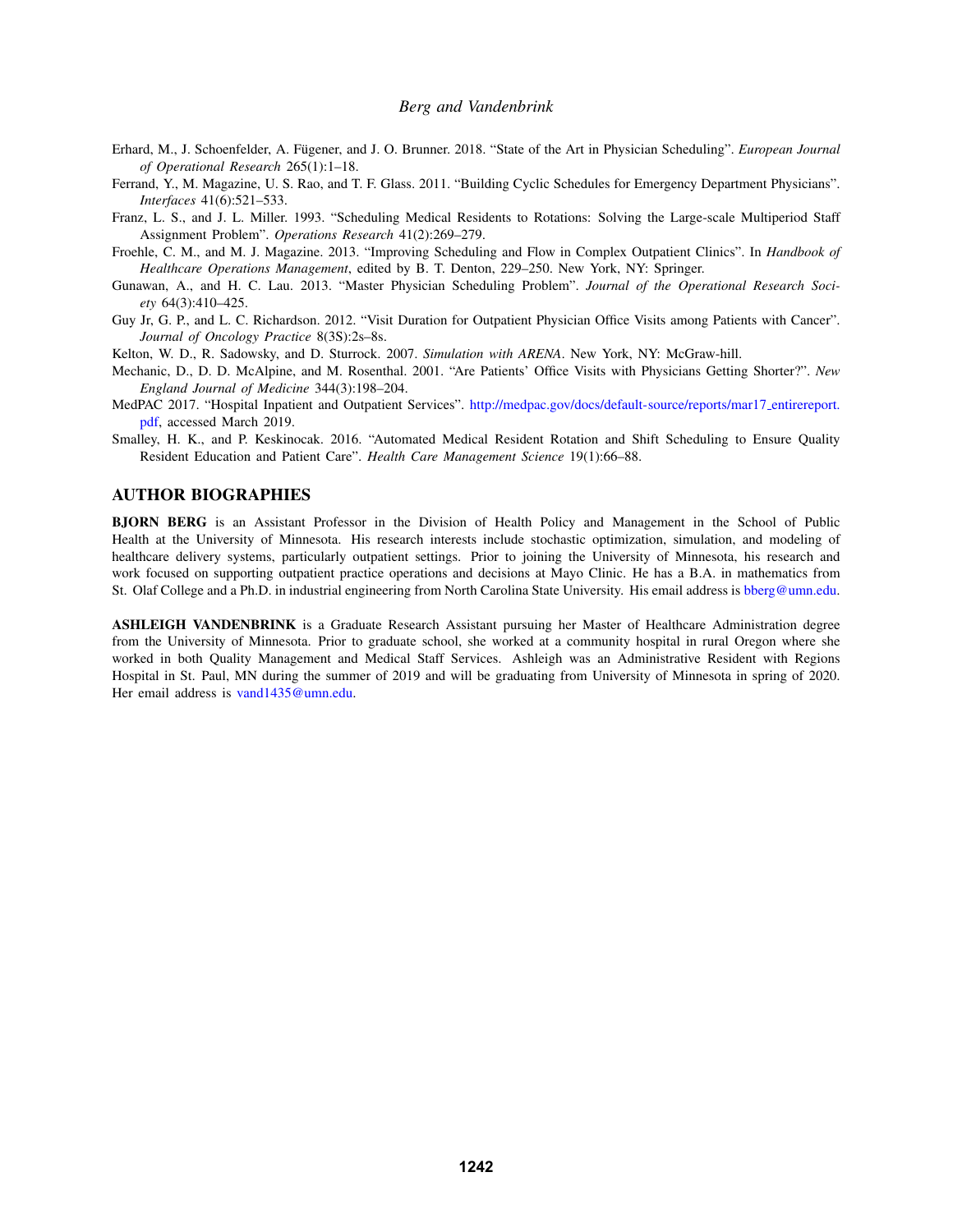Erhard, M., J. Schoenfelder, A. Fügener, and J. O. Brunner. 2018. "State of the Art in Physician Scheduling". *European Journal of Operational Research* 265(1):1–18.

Ferrand, Y., M. Magazine, U. S. Rao, and T. F. Glass. 2011. "Building Cyclic Schedules for Emergency Department Physicians". *Interfaces* 41(6):521–533.

Franz, L. S., and J. L. Miller. 1993. "Scheduling Medical Residents to Rotations: Solving the Large-scale Multiperiod Staff Assignment Problem". *Operations Research* 41(2):269–279.

Froehle, C. M., and M. J. Magazine. 2013. "Improving Scheduling and Flow in Complex Outpatient Clinics". In *Handbook of Healthcare Operations Management*, edited by B. T. Denton, 229–250. New York, NY: Springer.

Gunawan, A., and H. C. Lau. 2013. "Master Physician Scheduling Problem". *Journal of the Operational Research Society* 64(3):410–425.

Guy Jr, G. P., and L. C. Richardson. 2012. "Visit Duration for Outpatient Physician Office Visits among Patients with Cancer". *Journal of Oncology Practice* 8(3S):2s–8s.

Kelton, W. D., R. Sadowsky, and D. Sturrock. 2007. *Simulation with ARENA*. New York, NY: McGraw-hill.

Mechanic, D., D. D. McAlpine, and M. Rosenthal. 2001. "Are Patients' Office Visits with Physicians Getting Shorter?". *New England Journal of Medicine* 344(3):198–204.

MedPAC 2017. "Hospital Inpatient and Outpatient Services". http://medpac.gov/docs/default-source/reports/mar17_entirereport.pdf, accessed March 2019.

Smalley, H. K., and P. Keskinocak. 2016. "Automated Medical Resident Rotation and Shift Scheduling to Ensure Quality Resident Education and Patient Care". *Health Care Management Science* 19(1):66–88.

## AUTHOR BIOGRAPHIES

**BJORN BERG** is an Assistant Professor in the Division of Health Policy and Management in the School of Public Health at the University of Minnesota. His research interests include stochastic optimization, simulation, and modeling of healthcare delivery systems, particularly outpatient settings. Prior to joining the University of Minnesota, his research and work focused on supporting outpatient practice operations and decisions at Mayo Clinic. He has a B.A. in mathematics from St. Olaf College and a Ph.D. in industrial engineering from North Carolina State University. His email address is bberg@umn.edu.

**ASHLEIGH VANDENBRINK** is a Graduate Research Assistant pursuing her Master of Healthcare Administration degree from the University of Minnesota. Prior to graduate school, she worked at a community hospital in rural Oregon where she worked in both Quality Management and Medical Staff Services. Ashleigh was an Administrative Resident with Regions Hospital in St. Paul, MN during the summer of 2019 and will be graduating from University of Minnesota in spring of 2020. Her email address is vand1435@umn.edu.